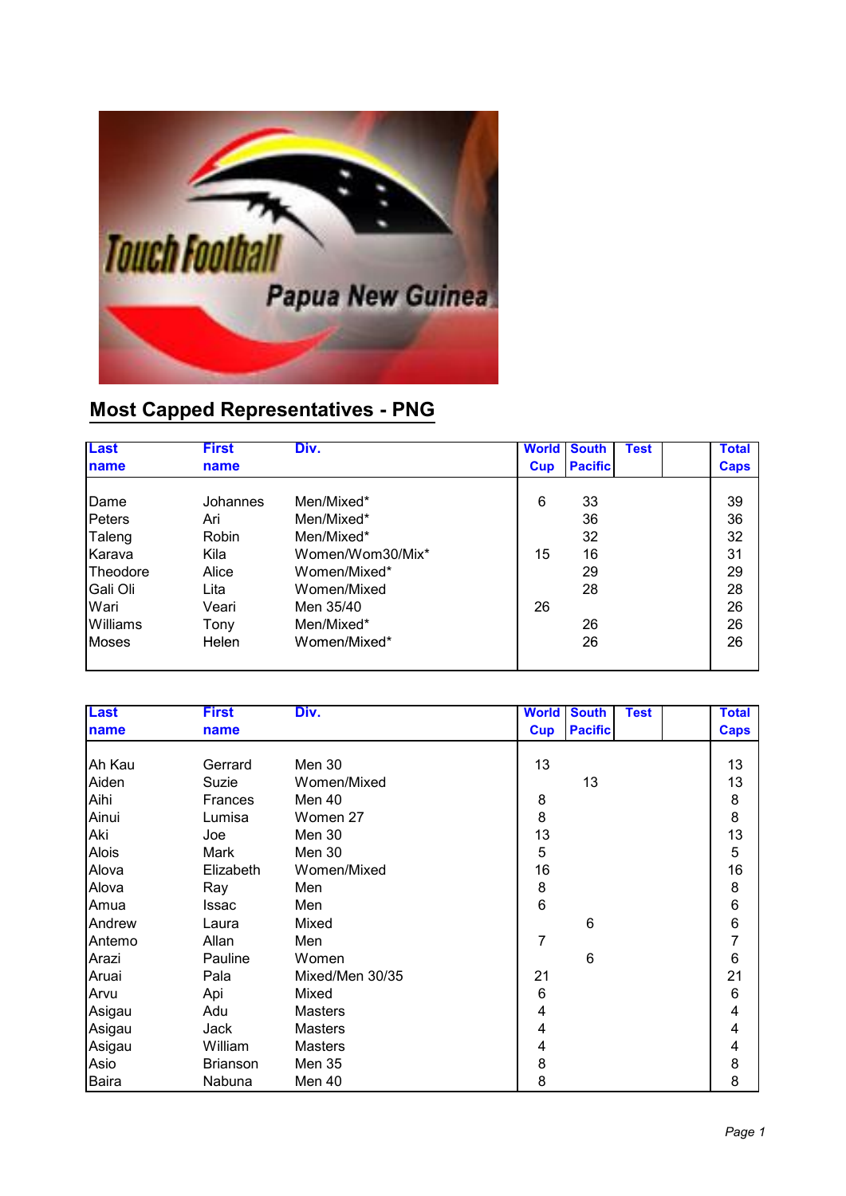## Most Capped Representatives - PNG

| Last name | First name | Div. | World Cup | South Pacific | Test | | Total Caps |
|---|---|---|---|---|---|---|---|
| Dame | Johannes | Men/Mixed* | 6 | 33 | | | 39 |
| Peters | Ari | Men/Mixed* | | 36 | | | 36 |
| Taleng | Robin | Men/Mixed* | | 32 | | | 32 |
| Karava | Kila | Women/Wom30/Mix* | 15 | 16 | | | 31 |
| Theodore | Alice | Women/Mixed* | | 29 | | | 29 |
| Gali Oli | Lita | Women/Mixed | | 28 | | | 28 |
| Wari | Veari | Men 35/40 | 26 | | | | 26 |
| Williams | Tony | Men/Mixed* | | 26 | | | 26 |
| Moses | Helen | Women/Mixed* | | 26 | | | 26 |

| Last name | First name | Div. | World Cup | South Pacific | Test | | Total Caps |
|---|---|---|---|---|---|---|---|
| Ah Kau | Gerrard | Men 30 | 13 | | | | 13 |
| Aiden | Suzie | Women/Mixed | | 13 | | | 13 |
| Aihi | Frances | Men 40 | 8 | | | | 8 |
| Ainui | Lumisa | Women 27 | 8 | | | | 8 |
| Aki | Joe | Men 30 | 13 | | | | 13 |
| Alois | Mark | Men 30 | 5 | | | | 5 |
| Alova | Elizabeth | Women/Mixed | 16 | | | | 16 |
| Alova | Ray | Men | 8 | | | | 8 |
| Amua | Issac | Men | 6 | | | | 6 |
| Andrew | Laura | Mixed | | 6 | | | 6 |
| Antemo | Allan | Men | 7 | | | | 7 |
| Arazi | Pauline | Women | | 6 | | | 6 |
| Aruai | Pala | Mixed/Men 30/35 | 21 | | | | 21 |
| Arvu | Api | Mixed | 6 | | | | 6 |
| Asigau | Adu | Masters | 4 | | | | 4 |
| Asigau | Jack | Masters | 4 | | | | 4 |
| Asigau | William | Masters | 4 | | | | 4 |
| Asio | Brianson | Men 35 | 8 | | | | 8 |
| Baira | Nabuna | Men 40 | 8 | | | | 8 |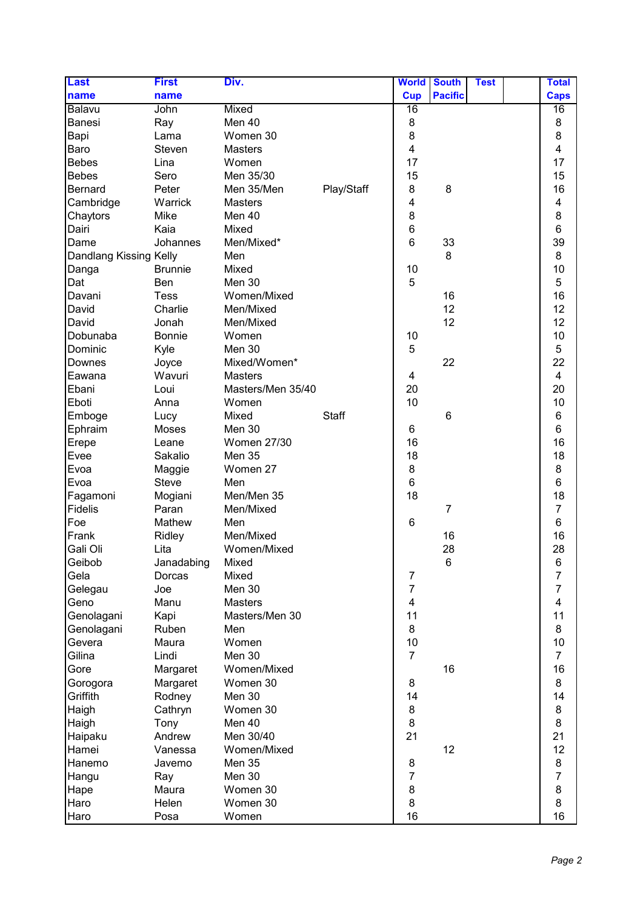| Last name | First name | Div. | | World Cup | South Pacific | Test | | Total Caps |
|---|---|---|---|---|---|---|---|---|
| Balavu | John | Mixed | | 16 | | | | 16 |
| Banesi | Ray | Men 40 | | 8 | | | | 8 |
| Bapi | Lama | Women 30 | | 8 | | | | 8 |
| Baro | Steven | Masters | | 4 | | | | 4 |
| Bebes | Lina | Women | | 17 | | | | 17 |
| Bebes | Sero | Men 35/30 | | 15 | | | | 15 |
| Bernard | Peter | Men 35/Men | Play/Staff | 8 | 8 | | | 16 |
| Cambridge | Warrick | Masters | | 4 | | | | 4 |
| Chaytors | Mike | Men 40 | | 8 | | | | 8 |
| Dairi | Kaia | Mixed | | 6 | | | | 6 |
| Dame | Johannes | Men/Mixed* | | 6 | 33 | | | 39 |
| Dandlang Kissing | Kelly | Men | | | 8 | | | 8 |
| Danga | Brunnie | Mixed | | 10 | | | | 10 |
| Dat | Ben | Men 30 | | 5 | | | | 5 |
| Davani | Tess | Women/Mixed | | | 16 | | | 16 |
| David | Charlie | Men/Mixed | | | 12 | | | 12 |
| David | Jonah | Men/Mixed | | | 12 | | | 12 |
| Dobunaba | Bonnie | Women | | 10 | | | | 10 |
| Dominic | Kyle | Men 30 | | 5 | | | | 5 |
| Downes | Joyce | Mixed/Women* | | | 22 | | | 22 |
| Eawana | Wavuri | Masters | | 4 | | | | 4 |
| Ebani | Loui | Masters/Men 35/40 | | 20 | | | | 20 |
| Eboti | Anna | Women | | 10 | | | | 10 |
| Emboge | Lucy | Mixed | Staff | | 6 | | | 6 |
| Ephraim | Moses | Men 30 | | 6 | | | | 6 |
| Erepe | Leane | Women 27/30 | | 16 | | | | 16 |
| Evee | Sakalio | Men 35 | | 18 | | | | 18 |
| Evoa | Maggie | Women 27 | | 8 | | | | 8 |
| Evoa | Steve | Men | | 6 | | | | 6 |
| Fagamoni | Mogiani | Men/Men 35 | | 18 | | | | 18 |
| Fidelis | Paran | Men/Mixed | | | 7 | | | 7 |
| Foe | Mathew | Men | | 6 | | | | 6 |
| Frank | Ridley | Men/Mixed | | | 16 | | | 16 |
| Gali Oli | Lita | Women/Mixed | | | 28 | | | 28 |
| Geibob | Janadabing | Mixed | | | 6 | | | 6 |
| Gela | Dorcas | Mixed | | 7 | | | | 7 |
| Gelegau | Joe | Men 30 | | 7 | | | | 7 |
| Geno | Manu | Masters | | 4 | | | | 4 |
| Genolagani | Kapi | Masters/Men 30 | | 11 | | | | 11 |
| Genolagani | Ruben | Men | | 8 | | | | 8 |
| Gevera | Maura | Women | | 10 | | | | 10 |
| Gilina | Lindi | Men 30 | | 7 | | | | 7 |
| Gore | Margaret | Women/Mixed | | | 16 | | | 16 |
| Gorogora | Margaret | Women 30 | | 8 | | | | 8 |
| Griffith | Rodney | Men 30 | | 14 | | | | 14 |
| Haigh | Cathryn | Women 30 | | 8 | | | | 8 |
| Haigh | Tony | Men 40 | | 8 | | | | 8 |
| Haipaku | Andrew | Men 30/40 | | 21 | | | | 21 |
| Hamei | Vanessa | Women/Mixed | | | 12 | | | 12 |
| Hanemo | Javemo | Men 35 | | 8 | | | | 8 |
| Hangu | Ray | Men 30 | | 7 | | | | 7 |
| Hape | Maura | Women 30 | | 8 | | | | 8 |
| Haro | Helen | Women 30 | | 8 | | | | 8 |
| Haro | Posa | Women | | 16 | | | | 16 |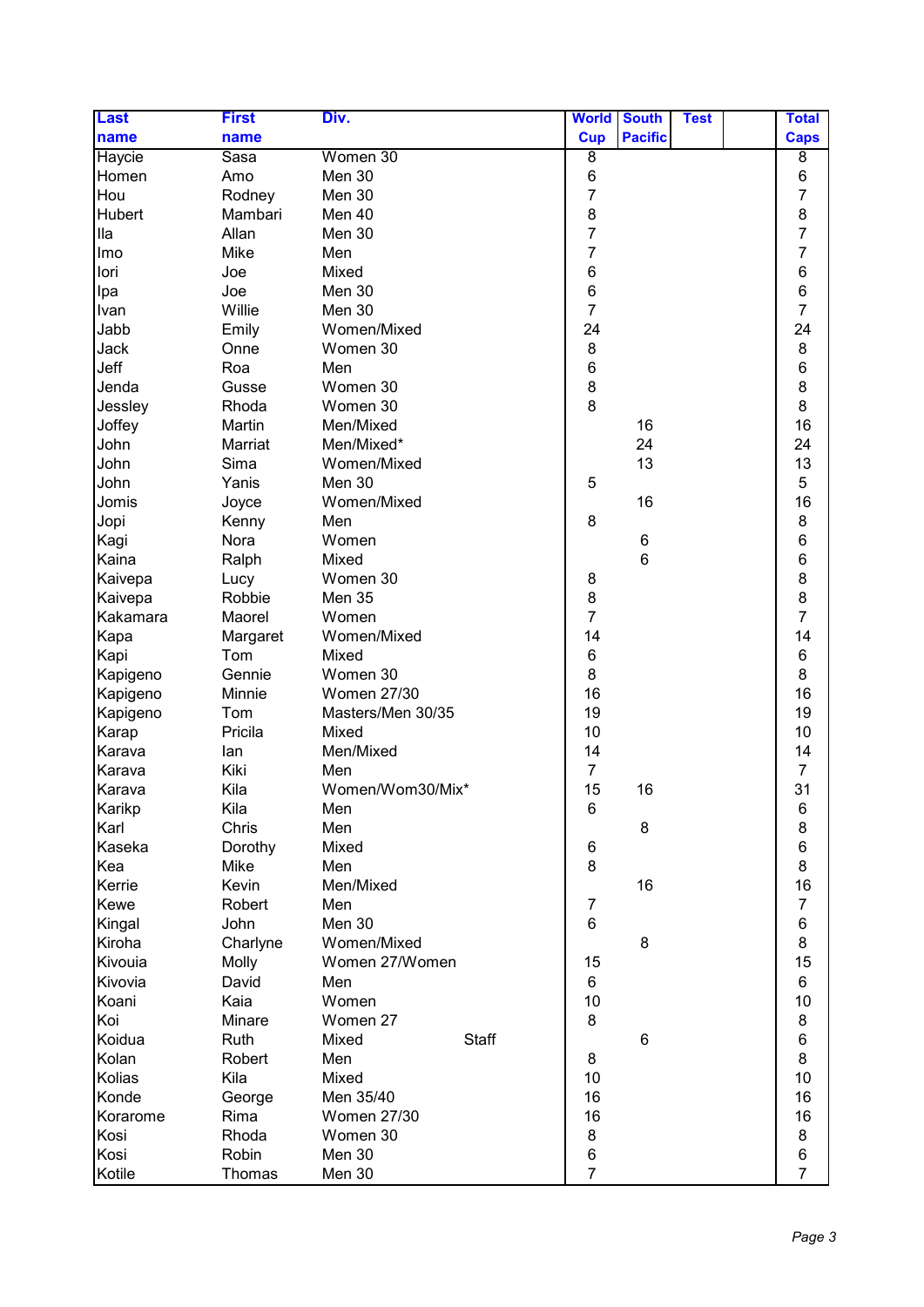| Last name | First name | Div. | World Cup | South Pacific | Test | | Total Caps |
|---|---|---|---|---|---|---|---|
| Haycie | Sasa | Women 30 | 8 | | | | 8 |
| Homen | Amo | Men 30 | 6 | | | | 6 |
| Hou | Rodney | Men 30 | 7 | | | | 7 |
| Hubert | Mambari | Men 40 | 8 | | | | 8 |
| Ila | Allan | Men 30 | 7 | | | | 7 |
| Imo | Mike | Men | 7 | | | | 7 |
| Iori | Joe | Mixed | 6 | | | | 6 |
| Ipa | Joe | Men 30 | 6 | | | | 6 |
| Ivan | Willie | Men 30 | 7 | | | | 7 |
| Jabb | Emily | Women/Mixed | 24 | | | | 24 |
| Jack | Onne | Women 30 | 8 | | | | 8 |
| Jeff | Roa | Men | 6 | | | | 6 |
| Jenda | Gusse | Women 30 | 8 | | | | 8 |
| Jessley | Rhoda | Women 30 | 8 | | | | 8 |
| Joffey | Martin | Men/Mixed | | 16 | | | 16 |
| John | Marriat | Men/Mixed* | | 24 | | | 24 |
| John | Sima | Women/Mixed | | 13 | | | 13 |
| John | Yanis | Men 30 | 5 | | | | 5 |
| Jomis | Joyce | Women/Mixed | | 16 | | | 16 |
| Jopi | Kenny | Men | 8 | | | | 8 |
| Kagi | Nora | Women | | 6 | | | 6 |
| Kaina | Ralph | Mixed | | 6 | | | 6 |
| Kaivepa | Lucy | Women 30 | 8 | | | | 8 |
| Kaivepa | Robbie | Men 35 | 8 | | | | 8 |
| Kakamara | Maorel | Women | 7 | | | | 7 |
| Kapa | Margaret | Women/Mixed | 14 | | | | 14 |
| Kapi | Tom | Mixed | 6 | | | | 6 |
| Kapigeno | Gennie | Women 30 | 8 | | | | 8 |
| Kapigeno | Minnie | Women 27/30 | 16 | | | | 16 |
| Kapigeno | Tom | Masters/Men 30/35 | 19 | | | | 19 |
| Karap | Pricila | Mixed | 10 | | | | 10 |
| Karava | Ian | Men/Mixed | 14 | | | | 14 |
| Karava | Kiki | Men | 7 | | | | 7 |
| Karava | Kila | Women/Wom30/Mix* | 15 | 16 | | | 31 |
| Karikp | Kila | Men | 6 | | | | 6 |
| Karl | Chris | Men | | 8 | | | 8 |
| Kaseka | Dorothy | Mixed | 6 | | | | 6 |
| Kea | Mike | Men | 8 | | | | 8 |
| Kerrie | Kevin | Men/Mixed | | 16 | | | 16 |
| Kewe | Robert | Men | 7 | | | | 7 |
| Kingal | John | Men 30 | 6 | | | | 6 |
| Kiroha | Charlyne | Women/Mixed | | 8 | | | 8 |
| Kivouia | Molly | Women 27/Women | 15 | | | | 15 |
| Kivovia | David | Men | 6 | | | | 6 |
| Koani | Kaia | Women | 10 | | | | 10 |
| Koi | Minare | Women 27 | 8 | | | | 8 |
| Koidua | Ruth | Mixed Staff | | 6 | | | 6 |
| Kolan | Robert | Men | 8 | | | | 8 |
| Kolias | Kila | Mixed | 10 | | | | 10 |
| Konde | George | Men 35/40 | 16 | | | | 16 |
| Korarome | Rima | Women 27/30 | 16 | | | | 16 |
| Kosi | Rhoda | Women 30 | 8 | | | | 8 |
| Kosi | Robin | Men 30 | 6 | | | | 6 |
| Kotile | Thomas | Men 30 | 7 | | | | 7 |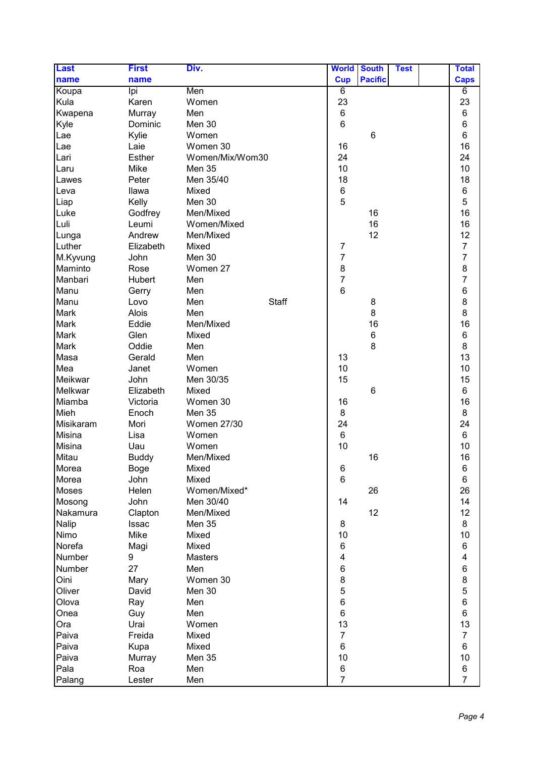| Last name | First name | Div. | | World Cup | South Pacific | Test | | Total Caps |
|---|---|---|---|---|---|---|---|---|
| Koupa | Ipi | Men | | 6 | | | | 6 |
| Kula | Karen | Women | | 23 | | | | 23 |
| Kwapena | Murray | Men | | 6 | | | | 6 |
| Kyle | Dominic | Men 30 | | 6 | | | | 6 |
| Lae | Kylie | Women | | | 6 | | | 6 |
| Lae | Laie | Women 30 | | 16 | | | | 16 |
| Lari | Esther | Women/Mix/Wom30 | | 24 | | | | 24 |
| Laru | Mike | Men 35 | | 10 | | | | 10 |
| Lawes | Peter | Men 35/40 | | 18 | | | | 18 |
| Leva | Ilawa | Mixed | | 6 | | | | 6 |
| Liap | Kelly | Men 30 | | 5 | | | | 5 |
| Luke | Godfrey | Men/Mixed | | | 16 | | | 16 |
| Luli | Leumi | Women/Mixed | | | 16 | | | 16 |
| Lunga | Andrew | Men/Mixed | | | 12 | | | 12 |
| Luther | Elizabeth | Mixed | | 7 | | | | 7 |
| M.Kyvung | John | Men 30 | | 7 | | | | 7 |
| Maminto | Rose | Women 27 | | 8 | | | | 8 |
| Manbari | Hubert | Men | | 7 | | | | 7 |
| Manu | Gerry | Men | | 6 | | | | 6 |
| Manu | Lovo | Men | Staff | | 8 | | | 8 |
| Mark | Alois | Men | | | 8 | | | 8 |
| Mark | Eddie | Men/Mixed | | | 16 | | | 16 |
| Mark | Glen | Mixed | | | 6 | | | 6 |
| Mark | Oddie | Men | | | 8 | | | 8 |
| Masa | Gerald | Men | | 13 | | | | 13 |
| Mea | Janet | Women | | 10 | | | | 10 |
| Meikwar | John | Men 30/35 | | 15 | | | | 15 |
| Melkwar | Elizabeth | Mixed | | | 6 | | | 6 |
| Miamba | Victoria | Women 30 | | 16 | | | | 16 |
| Mieh | Enoch | Men 35 | | 8 | | | | 8 |
| Misikaram | Mori | Women 27/30 | | 24 | | | | 24 |
| Misina | Lisa | Women | | 6 | | | | 6 |
| Misina | Uau | Women | | 10 | | | | 10 |
| Mitau | Buddy | Men/Mixed | | | 16 | | | 16 |
| Morea | Boge | Mixed | | 6 | | | | 6 |
| Morea | John | Mixed | | 6 | | | | 6 |
| Moses | Helen | Women/Mixed* | | | 26 | | | 26 |
| Mosong | John | Men 30/40 | | 14 | | | | 14 |
| Nakamura | Clapton | Men/Mixed | | | 12 | | | 12 |
| Nalip | Issac | Men 35 | | 8 | | | | 8 |
| Nimo | Mike | Mixed | | 10 | | | | 10 |
| Norefa | Magi | Mixed | | 6 | | | | 6 |
| Number | 9 | Masters | | 4 | | | | 4 |
| Number | 27 | Men | | 6 | | | | 6 |
| Oini | Mary | Women 30 | | 8 | | | | 8 |
| Oliver | David | Men 30 | | 5 | | | | 5 |
| Olova | Ray | Men | | 6 | | | | 6 |
| Onea | Guy | Men | | 6 | | | | 6 |
| Ora | Urai | Women | | 13 | | | | 13 |
| Paiva | Freida | Mixed | | 7 | | | | 7 |
| Paiva | Kupa | Mixed | | 6 | | | | 6 |
| Paiva | Murray | Men 35 | | 10 | | | | 10 |
| Pala | Roa | Men | | 6 | | | | 6 |
| Palang | Lester | Men | | 7 | | | | 7 |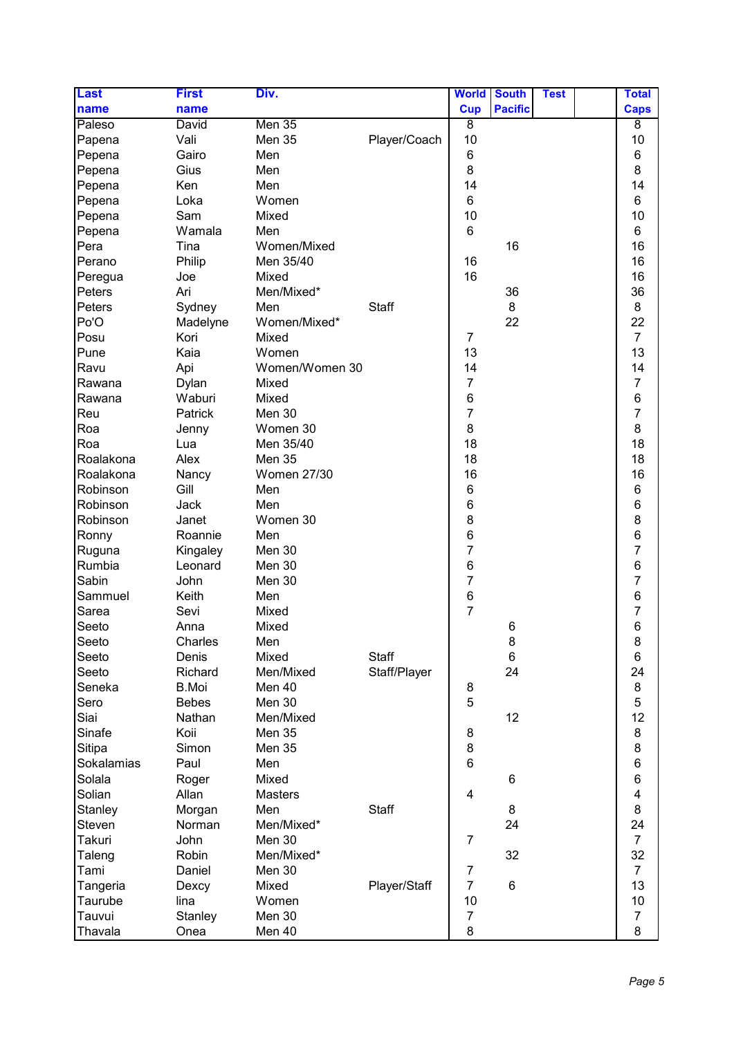| Last name | First name | Div. | | World Cup | South Pacific | Test | | Total Caps |
|---|---|---|---|---|---|---|---|---|
| Paleso | David | Men 35 | | 8 | | | | 8 |
| Papena | Vali | Men 35 | Player/Coach | 10 | | | | 10 |
| Pepena | Gairo | Men | | 6 | | | | 6 |
| Pepena | Gius | Men | | 8 | | | | 8 |
| Pepena | Ken | Men | | 14 | | | | 14 |
| Pepena | Loka | Women | | 6 | | | | 6 |
| Pepena | Sam | Mixed | | 10 | | | | 10 |
| Pepena | Wamala | Men | | 6 | | | | 6 |
| Pera | Tina | Women/Mixed | | | 16 | | | 16 |
| Perano | Philip | Men 35/40 | | 16 | | | | 16 |
| Peregua | Joe | Mixed | | 16 | | | | 16 |
| Peters | Ari | Men/Mixed* | | | 36 | | | 36 |
| Peters | Sydney | Men | Staff | | 8 | | | 8 |
| Po'O | Madelyne | Women/Mixed* | | | 22 | | | 22 |
| Posu | Kori | Mixed | | 7 | | | | 7 |
| Pune | Kaia | Women | | 13 | | | | 13 |
| Ravu | Api | Women/Women 30 | | 14 | | | | 14 |
| Rawana | Dylan | Mixed | | 7 | | | | 7 |
| Rawana | Waburi | Mixed | | 6 | | | | 6 |
| Reu | Patrick | Men 30 | | 7 | | | | 7 |
| Roa | Jenny | Women 30 | | 8 | | | | 8 |
| Roa | Lua | Men 35/40 | | 18 | | | | 18 |
| Roalakona | Alex | Men 35 | | 18 | | | | 18 |
| Roalakona | Nancy | Women 27/30 | | 16 | | | | 16 |
| Robinson | Gill | Men | | 6 | | | | 6 |
| Robinson | Jack | Men | | 6 | | | | 6 |
| Robinson | Janet | Women 30 | | 8 | | | | 8 |
| Ronny | Roannie | Men | | 6 | | | | 6 |
| Ruguna | Kingaley | Men 30 | | 7 | | | | 7 |
| Rumbia | Leonard | Men 30 | | 6 | | | | 6 |
| Sabin | John | Men 30 | | 7 | | | | 7 |
| Sammuel | Keith | Men | | 6 | | | | 6 |
| Sarea | Sevi | Mixed | | 7 | | | | 7 |
| Seeto | Anna | Mixed | | | 6 | | | 6 |
| Seeto | Charles | Men | | | 8 | | | 8 |
| Seeto | Denis | Mixed | Staff | | 6 | | | 6 |
| Seeto | Richard | Men/Mixed | Staff/Player | | 24 | | | 24 |
| Seneka | B.Moi | Men 40 | | 8 | | | | 8 |
| Sero | Bebes | Men 30 | | 5 | | | | 5 |
| Siai | Nathan | Men/Mixed | | | 12 | | | 12 |
| Sinafe | Koii | Men 35 | | 8 | | | | 8 |
| Sitipa | Simon | Men 35 | | 8 | | | | 8 |
| Sokalamias | Paul | Men | | 6 | | | | 6 |
| Solala | Roger | Mixed | | | 6 | | | 6 |
| Solian | Allan | Masters | | 4 | | | | 4 |
| Stanley | Morgan | Men | Staff | | 8 | | | 8 |
| Steven | Norman | Men/Mixed* | | | 24 | | | 24 |
| Takuri | John | Men 30 | | 7 | | | | 7 |
| Taleng | Robin | Men/Mixed* | | | 32 | | | 32 |
| Tami | Daniel | Men 30 | | 7 | | | | 7 |
| Tangeria | Dexcy | Mixed | Player/Staff | 7 | 6 | | | 13 |
| Taurube | lina | Women | | 10 | | | | 10 |
| Tauvui | Stanley | Men 30 | | 7 | | | | 7 |
| Thavala | Onea | Men 40 | | 8 | | | | 8 |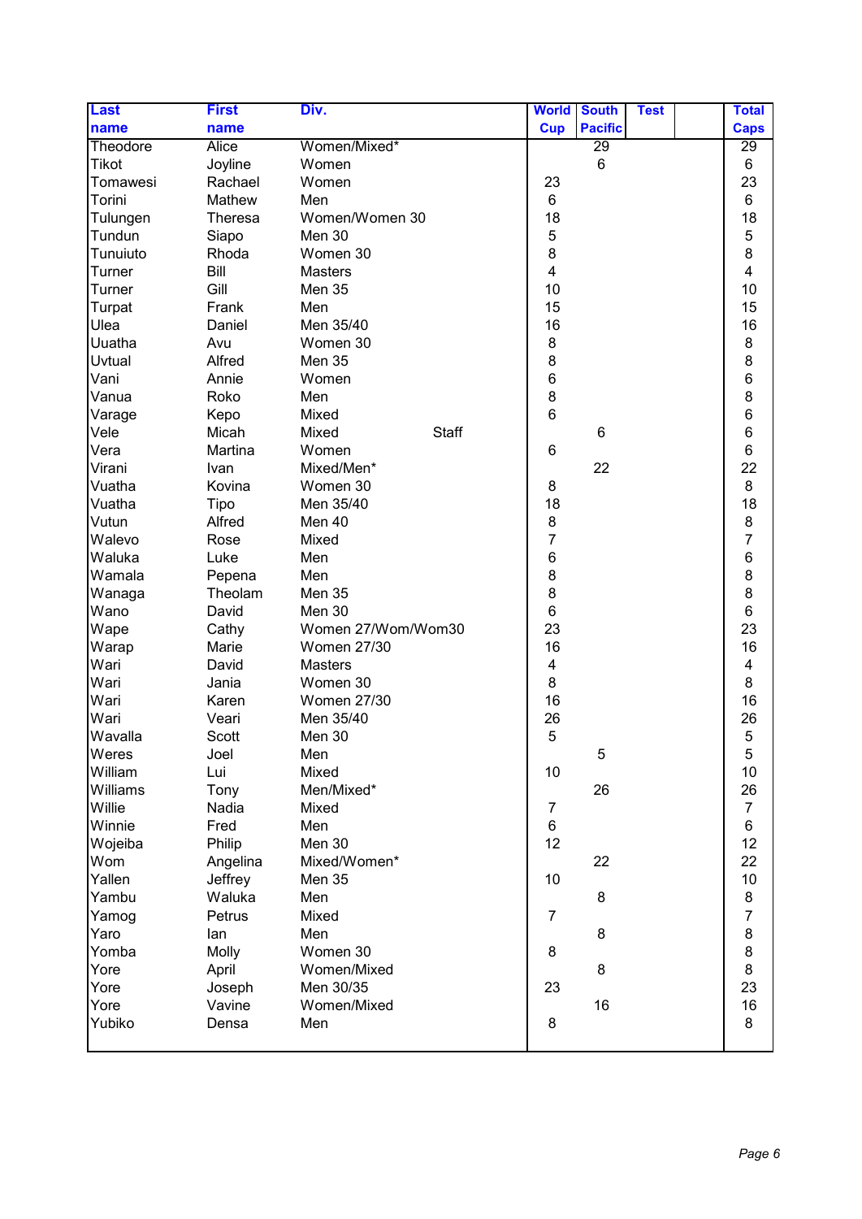| Last name | First name | Div. | | World Cup | South Pacific | Test | | Total Caps |
|---|---|---|---|---|---|---|---|---|
| Theodore | Alice | Women/Mixed* | | | 29 | | | 29 |
| Tikot | Joyline | Women | | | 6 | | | 6 |
| Tomawesi | Rachael | Women | | 23 | | | | 23 |
| Torini | Mathew | Men | | 6 | | | | 6 |
| Tulungen | Theresa | Women/Women 30 | | 18 | | | | 18 |
| Tundun | Siapo | Men 30 | | 5 | | | | 5 |
| Tunuiuto | Rhoda | Women 30 | | 8 | | | | 8 |
| Turner | Bill | Masters | | 4 | | | | 4 |
| Turner | Gill | Men 35 | | 10 | | | | 10 |
| Turpat | Frank | Men | | 15 | | | | 15 |
| Ulea | Daniel | Men 35/40 | | 16 | | | | 16 |
| Uuatha | Avu | Women 30 | | 8 | | | | 8 |
| Uvtual | Alfred | Men 35 | | 8 | | | | 8 |
| Vani | Annie | Women | | 6 | | | | 6 |
| Vanua | Roko | Men | | 8 | | | | 8 |
| Varage | Kepo | Mixed | | 6 | | | | 6 |
| Vele | Micah | Mixed | Staff | | 6 | | | 6 |
| Vera | Martina | Women | | 6 | | | | 6 |
| Virani | Ivan | Mixed/Men* | | | 22 | | | 22 |
| Vuatha | Kovina | Women 30 | | 8 | | | | 8 |
| Vuatha | Tipo | Men 35/40 | | 18 | | | | 18 |
| Vutun | Alfred | Men 40 | | 8 | | | | 8 |
| Walevo | Rose | Mixed | | 7 | | | | 7 |
| Waluka | Luke | Men | | 6 | | | | 6 |
| Wamala | Pepena | Men | | 8 | | | | 8 |
| Wanaga | Theolam | Men 35 | | 8 | | | | 8 |
| Wano | David | Men 30 | | 6 | | | | 6 |
| Wape | Cathy | Women 27/Wom/Wom30 | | 23 | | | | 23 |
| Warap | Marie | Women 27/30 | | 16 | | | | 16 |
| Wari | David | Masters | | 4 | | | | 4 |
| Wari | Jania | Women 30 | | 8 | | | | 8 |
| Wari | Karen | Women 27/30 | | 16 | | | | 16 |
| Wari | Veari | Men 35/40 | | 26 | | | | 26 |
| Wavalla | Scott | Men 30 | | 5 | | | | 5 |
| Weres | Joel | Men | | | 5 | | | 5 |
| William | Lui | Mixed | | 10 | | | | 10 |
| Williams | Tony | Men/Mixed* | | | 26 | | | 26 |
| Willie | Nadia | Mixed | | 7 | | | | 7 |
| Winnie | Fred | Men | | 6 | | | | 6 |
| Wojeiba | Philip | Men 30 | | 12 | | | | 12 |
| Wom | Angelina | Mixed/Women* | | | 22 | | | 22 |
| Yallen | Jeffrey | Men 35 | | 10 | | | | 10 |
| Yambu | Waluka | Men | | | 8 | | | 8 |
| Yamog | Petrus | Mixed | | 7 | | | | 7 |
| Yaro | Ian | Men | | | 8 | | | 8 |
| Yomba | Molly | Women 30 | | 8 | | | | 8 |
| Yore | April | Women/Mixed | | | 8 | | | 8 |
| Yore | Joseph | Men 30/35 | | 23 | | | | 23 |
| Yore | Vavine | Women/Mixed | | | 16 | | | 16 |
| Yubiko | Densa | Men | | 8 | | | | 8 |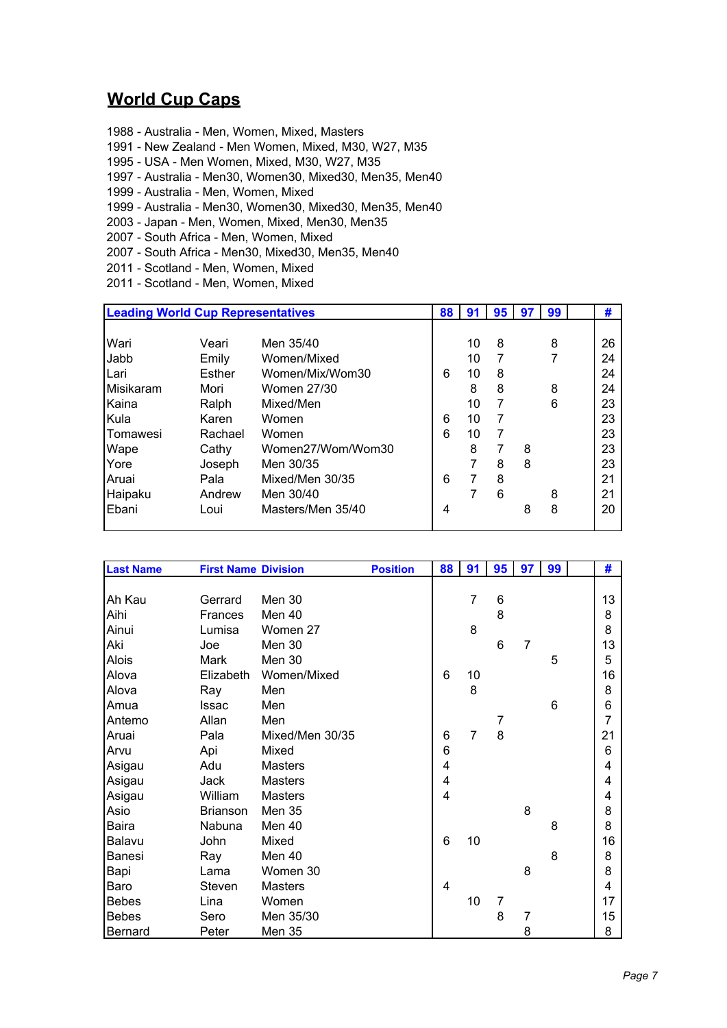## World Cup Caps

1988 - Australia - Men, Women, Mixed, Masters
1991 - New Zealand - Men Women, Mixed, M30, W27, M35
1995 - USA - Men Women, Mixed, M30, W27, M35
1997 - Australia - Men30, Women30, Mixed30, Men35, Men40
1999 - Australia - Men, Women, Mixed
1999 - Australia - Men30, Women30, Mixed30, Men35, Men40
2003 - Japan - Men, Women, Mixed, Men30, Men35
2007 - South Africa - Men, Women, Mixed
2007 - South Africa - Men30, Mixed30, Men35, Men40
2011 - Scotland - Men, Women, Mixed
2011 - Scotland - Men, Women, Mixed

| Leading World Cup Representatives | | | 88 | 91 | 95 | 97 | 99 | | # |
|---|---|---|---|---|---|---|---|---|---|
| Wari | Veari | Men 35/40 | | 10 | 8 | | 8 | | 26 |
| Jabb | Emily | Women/Mixed | | 10 | 7 | | 7 | | 24 |
| Lari | Esther | Women/Mix/Wom30 | 6 | 10 | 8 | | | | 24 |
| Misikaram | Mori | Women 27/30 | | 8 | 8 | | 8 | | 24 |
| Kaina | Ralph | Mixed/Men | | 10 | 7 | | 6 | | 23 |
| Kula | Karen | Women | 6 | 10 | 7 | | | | 23 |
| Tomawesi | Rachael | Women | 6 | 10 | 7 | | | | 23 |
| Wape | Cathy | Women27/Wom/Wom30 | | 8 | 7 | 8 | | | 23 |
| Yore | Joseph | Men 30/35 | | 7 | 8 | 8 | | | 23 |
| Aruai | Pala | Mixed/Men 30/35 | 6 | 7 | 8 | | | | 21 |
| Haipaku | Andrew | Men 30/40 | | 7 | 6 | | 8 | | 21 |
| Ebani | Loui | Masters/Men 35/40 | 4 | | | 8 | 8 | | 20 |

| Last Name | First Name | Division | Position | 88 | 91 | 95 | 97 | 99 | | # |
|---|---|---|---|---|---|---|---|---|---|---|
| Ah Kau | Gerrard | Men 30 | | | 7 | 6 | | | | 13 |
| Aihi | Frances | Men 40 | | | | 8 | | | | 8 |
| Ainui | Lumisa | Women 27 | | | 8 | | | | | 8 |
| Aki | Joe | Men 30 | | | | 6 | 7 | | | 13 |
| Alois | Mark | Men 30 | | | | | | 5 | | 5 |
| Alova | Elizabeth | Women/Mixed | | 6 | 10 | | | | | 16 |
| Alova | Ray | Men | | | 8 | | | | | 8 |
| Amua | Issac | Men | | | | | | 6 | | 6 |
| Antemo | Allan | Men | | | | 7 | | | | 7 |
| Aruai | Pala | Mixed/Men 30/35 | | 6 | 7 | 8 | | | | 21 |
| Arvu | Api | Mixed | | 6 | | | | | | 6 |
| Asigau | Adu | Masters | | 4 | | | | | | 4 |
| Asigau | Jack | Masters | | 4 | | | | | | 4 |
| Asigau | William | Masters | | 4 | | | | | | 4 |
| Asio | Brianson | Men 35 | | | | | 8 | | | 8 |
| Baira | Nabuna | Men 40 | | | | | | 8 | | 8 |
| Balavu | John | Mixed | | 6 | 10 | | | | | 16 |
| Banesi | Ray | Men 40 | | | | | | 8 | | 8 |
| Bapi | Lama | Women 30 | | | | | 8 | | | 8 |
| Baro | Steven | Masters | | 4 | | | | | | 4 |
| Bebes | Lina | Women | | | 10 | 7 | | | | 17 |
| Bebes | Sero | Men 35/30 | | | | 8 | 7 | | | 15 |
| Bernard | Peter | Men 35 | | | | | 8 | | | 8 |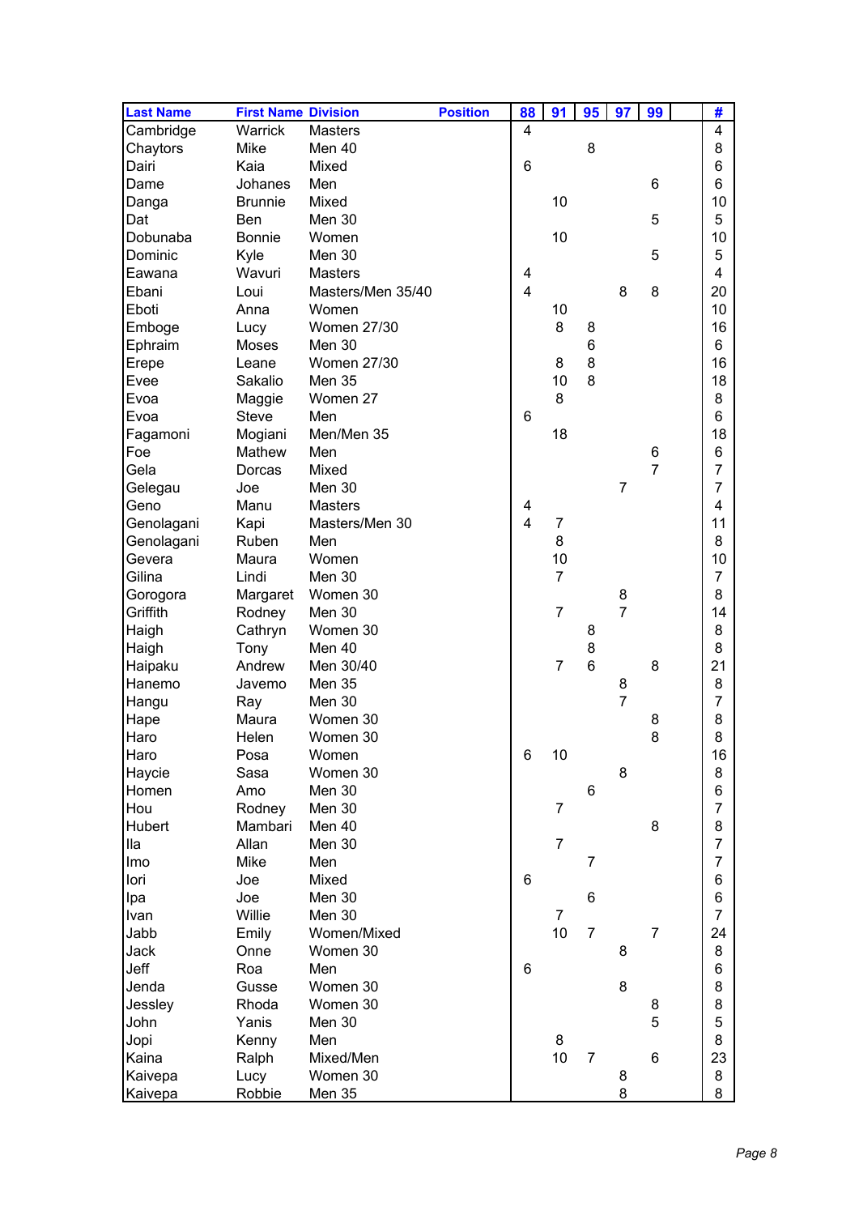| Last Name | First Name | Division | Position | 88 | 91 | 95 | 97 | 99 | | # |
|---|---|---|---|---|---|---|---|---|---|---|
| Cambridge | Warrick | Masters | | 4 | | | | | | 4 |
| Chaytors | Mike | Men 40 | | | | 8 | | | | 8 |
| Dairi | Kaia | Mixed | | 6 | | | | | | 6 |
| Dame | Johanes | Men | | | | | | 6 | | 6 |
| Danga | Brunnie | Mixed | | | 10 | | | | | 10 |
| Dat | Ben | Men 30 | | | | | | 5 | | 5 |
| Dobunaba | Bonnie | Women | | | 10 | | | | | 10 |
| Dominic | Kyle | Men 30 | | | | | | 5 | | 5 |
| Eawana | Wavuri | Masters | | 4 | | | | | | 4 |
| Ebani | Loui | Masters/Men 35/40 | | 4 | | | 8 | 8 | | 20 |
| Eboti | Anna | Women | | | 10 | | | | | 10 |
| Emboge | Lucy | Women 27/30 | | | 8 | 8 | | | | 16 |
| Ephraim | Moses | Men 30 | | | | 6 | | | | 6 |
| Erepe | Leane | Women 27/30 | | | 8 | 8 | | | | 16 |
| Evee | Sakalio | Men 35 | | | 10 | 8 | | | | 18 |
| Evoa | Maggie | Women 27 | | | 8 | | | | | 8 |
| Evoa | Steve | Men | | 6 | | | | | | 6 |
| Fagamoni | Mogiani | Men/Men 35 | | | 18 | | | | | 18 |
| Foe | Mathew | Men | | | | | | 6 | | 6 |
| Gela | Dorcas | Mixed | | | | | | 7 | | 7 |
| Gelegau | Joe | Men 30 | | | | | 7 | | | 7 |
| Geno | Manu | Masters | | 4 | | | | | | 4 |
| Genolagani | Kapi | Masters/Men 30 | | 4 | 7 | | | | | 11 |
| Genolagani | Ruben | Men | | | 8 | | | | | 8 |
| Gevera | Maura | Women | | | 10 | | | | | 10 |
| Gilina | Lindi | Men 30 | | | 7 | | | | | 7 |
| Gorogora | Margaret | Women 30 | | | | | 8 | | | 8 |
| Griffith | Rodney | Men 30 | | | 7 | | 7 | | | 14 |
| Haigh | Cathryn | Women 30 | | | | 8 | | | | 8 |
| Haigh | Tony | Men 40 | | | | 8 | | | | 8 |
| Haipaku | Andrew | Men 30/40 | | | 7 | 6 | | 8 | | 21 |
| Hanemo | Javemo | Men 35 | | | | | 8 | | | 8 |
| Hangu | Ray | Men 30 | | | | | 7 | | | 7 |
| Hape | Maura | Women 30 | | | | | | 8 | | 8 |
| Haro | Helen | Women 30 | | | | | | 8 | | 8 |
| Haro | Posa | Women | | 6 | 10 | | | | | 16 |
| Haycie | Sasa | Women 30 | | | | | 8 | | | 8 |
| Homen | Amo | Men 30 | | | | 6 | | | | 6 |
| Hou | Rodney | Men 30 | | | 7 | | | | | 7 |
| Hubert | Mambari | Men 40 | | | | | | 8 | | 8 |
| Ila | Allan | Men 30 | | | 7 | | | | | 7 |
| Imo | Mike | Men | | | | 7 | | | | 7 |
| Iori | Joe | Mixed | | 6 | | | | | | 6 |
| Ipa | Joe | Men 30 | | | | 6 | | | | 6 |
| Ivan | Willie | Men 30 | | | 7 | | | | | 7 |
| Jabb | Emily | Women/Mixed | | | 10 | 7 | | 7 | | 24 |
| Jack | Onne | Women 30 | | | | | 8 | | | 8 |
| Jeff | Roa | Men | | 6 | | | | | | 6 |
| Jenda | Gusse | Women 30 | | | | | 8 | | | 8 |
| Jessley | Rhoda | Women 30 | | | | | | 8 | | 8 |
| John | Yanis | Men 30 | | | | | | 5 | | 5 |
| Jopi | Kenny | Men | | | 8 | | | | | 8 |
| Kaina | Ralph | Mixed/Men | | | 10 | 7 | | 6 | | 23 |
| Kaivepa | Lucy | Women 30 | | | | | 8 | | | 8 |
| Kaivepa | Robbie | Men 35 | | | | | 8 | | | 8 |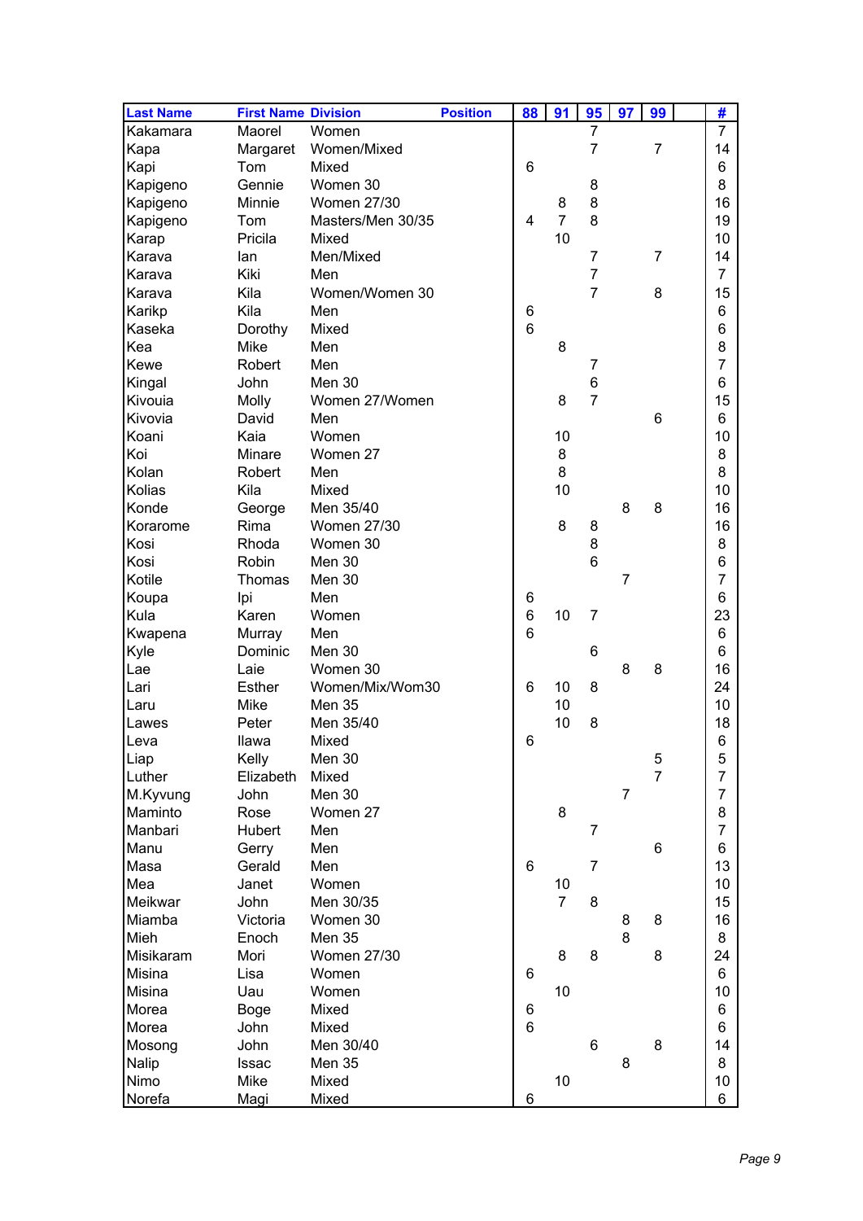| Last Name | First Name | Division | Position | 88 | 91 | 95 | 97 | 99 | | # |
|---|---|---|---|---|---|---|---|---|---|---|
| Kakamara | Maorel | Women | | | | 7 | | | | 7 |
| Kapa | Margaret | Women/Mixed | | | | 7 | | 7 | | 14 |
| Kapi | Tom | Mixed | | 6 | | | | | | 6 |
| Kapigeno | Gennie | Women 30 | | | | 8 | | | | 8 |
| Kapigeno | Minnie | Women 27/30 | | | 8 | 8 | | | | 16 |
| Kapigeno | Tom | Masters/Men 30/35 | | 4 | 7 | 8 | | | | 19 |
| Karap | Pricila | Mixed | | | 10 | | | | | 10 |
| Karava | Ian | Men/Mixed | | | | 7 | | 7 | | 14 |
| Karava | Kiki | Men | | | | 7 | | | | 7 |
| Karava | Kila | Women/Women 30 | | | | 7 | | 8 | | 15 |
| Karikp | Kila | Men | | 6 | | | | | | 6 |
| Kaseka | Dorothy | Mixed | | 6 | | | | | | 6 |
| Kea | Mike | Men | | | 8 | | | | | 8 |
| Kewe | Robert | Men | | | | 7 | | | | 7 |
| Kingal | John | Men 30 | | | | 6 | | | | 6 |
| Kivouia | Molly | Women 27/Women | | | 8 | 7 | | | | 15 |
| Kivovia | David | Men | | | | | | 6 | | 6 |
| Koani | Kaia | Women | | | 10 | | | | | 10 |
| Koi | Minare | Women 27 | | | 8 | | | | | 8 |
| Kolan | Robert | Men | | | 8 | | | | | 8 |
| Kolias | Kila | Mixed | | | 10 | | | | | 10 |
| Konde | George | Men 35/40 | | | | | 8 | 8 | | 16 |
| Korarome | Rima | Women 27/30 | | | 8 | 8 | | | | 16 |
| Kosi | Rhoda | Women 30 | | | | 8 | | | | 8 |
| Kosi | Robin | Men 30 | | | | 6 | | | | 6 |
| Kotile | Thomas | Men 30 | | | | | 7 | | | 7 |
| Koupa | Ipi | Men | | 6 | | | | | | 6 |
| Kula | Karen | Women | | 6 | 10 | 7 | | | | 23 |
| Kwapena | Murray | Men | | 6 | | | | | | 6 |
| Kyle | Dominic | Men 30 | | | | 6 | | | | 6 |
| Lae | Laie | Women 30 | | | | | 8 | 8 | | 16 |
| Lari | Esther | Women/Mix/Wom30 | | 6 | 10 | 8 | | | | 24 |
| Laru | Mike | Men 35 | | | 10 | | | | | 10 |
| Lawes | Peter | Men 35/40 | | | 10 | 8 | | | | 18 |
| Leva | Ilawa | Mixed | | 6 | | | | | | 6 |
| Liap | Kelly | Men 30 | | | | | | 5 | | 5 |
| Luther | Elizabeth | Mixed | | | | | | 7 | | 7 |
| M.Kyvung | John | Men 30 | | | | | 7 | | | 7 |
| Maminto | Rose | Women 27 | | | 8 | | | | | 8 |
| Manbari | Hubert | Men | | | | 7 | | | | 7 |
| Manu | Gerry | Men | | | | | | 6 | | 6 |
| Masa | Gerald | Men | | 6 | | 7 | | | | 13 |
| Mea | Janet | Women | | | 10 | | | | | 10 |
| Meikwar | John | Men 30/35 | | | 7 | 8 | | | | 15 |
| Miamba | Victoria | Women 30 | | | | | 8 | 8 | | 16 |
| Mieh | Enoch | Men 35 | | | | | 8 | | | 8 |
| Misikaram | Mori | Women 27/30 | | | 8 | 8 | | 8 | | 24 |
| Misina | Lisa | Women | | 6 | | | | | | 6 |
| Misina | Uau | Women | | | 10 | | | | | 10 |
| Morea | Boge | Mixed | | 6 | | | | | | 6 |
| Morea | John | Mixed | | 6 | | | | | | 6 |
| Mosong | John | Men 30/40 | | | | 6 | | 8 | | 14 |
| Nalip | Issac | Men 35 | | | | | 8 | | | 8 |
| Nimo | Mike | Mixed | | | 10 | | | | | 10 |
| Norefa | Magi | Mixed | | 6 | | | | | | 6 |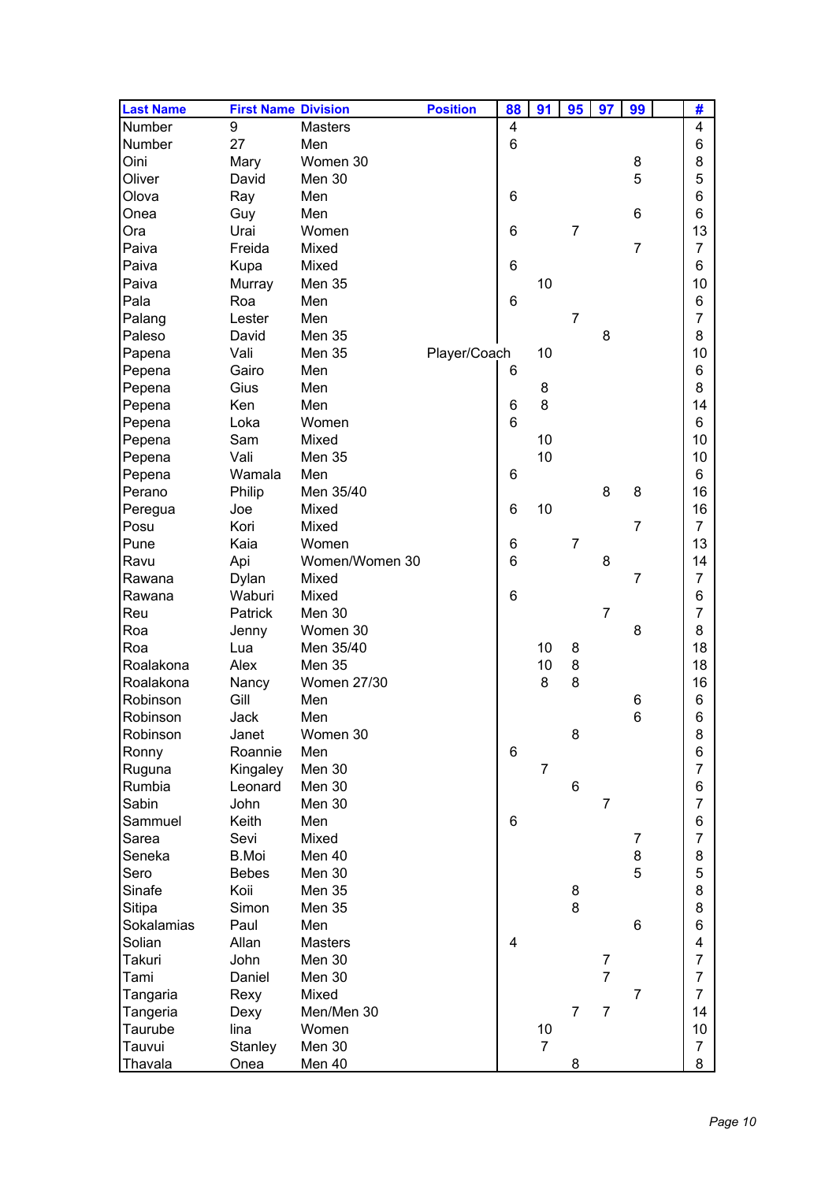| Last Name | First Name | Division | Position | 88 | 91 | 95 | 97 | 99 | | # |
|---|---|---|---|---|---|---|---|---|---|---|
| Number | 9 | Masters | | 4 | | | | | | 4 |
| Number | 27 | Men | | 6 | | | | | | 6 |
| Oini | Mary | Women 30 | | | | | | 8 | | 8 |
| Oliver | David | Men 30 | | | | | | 5 | | 5 |
| Olova | Ray | Men | | 6 | | | | | | 6 |
| Onea | Guy | Men | | | | | | 6 | | 6 |
| Ora | Urai | Women | | 6 | | 7 | | | | 13 |
| Paiva | Freida | Mixed | | | | | | 7 | | 7 |
| Paiva | Kupa | Mixed | | 6 | | | | | | 6 |
| Paiva | Murray | Men 35 | | | 10 | | | | | 10 |
| Pala | Roa | Men | | 6 | | | | | | 6 |
| Palang | Lester | Men | | | | 7 | | | | 7 |
| Paleso | David | Men 35 | | | | | 8 | | | 8 |
| Papena | Vali | Men 35 | Player/Coach | | 10 | | | | | 10 |
| Pepena | Gairo | Men | | 6 | | | | | | 6 |
| Pepena | Gius | Men | | | 8 | | | | | 8 |
| Pepena | Ken | Men | | 6 | 8 | | | | | 14 |
| Pepena | Loka | Women | | 6 | | | | | | 6 |
| Pepena | Sam | Mixed | | | 10 | | | | | 10 |
| Pepena | Vali | Men 35 | | | 10 | | | | | 10 |
| Pepena | Wamala | Men | | 6 | | | | | | 6 |
| Perano | Philip | Men 35/40 | | | | | 8 | 8 | | 16 |
| Peregua | Joe | Mixed | | 6 | 10 | | | | | 16 |
| Posu | Kori | Mixed | | | | | | 7 | | 7 |
| Pune | Kaia | Women | | 6 | | 7 | | | | 13 |
| Ravu | Api | Women/Women 30 | | 6 | | | 8 | | | 14 |
| Rawana | Dylan | Mixed | | | | | | 7 | | 7 |
| Rawana | Waburi | Mixed | | 6 | | | | | | 6 |
| Reu | Patrick | Men 30 | | | | | 7 | | | 7 |
| Roa | Jenny | Women 30 | | | | | | 8 | | 8 |
| Roa | Lua | Men 35/40 | | | 10 | 8 | | | | 18 |
| Roalakona | Alex | Men 35 | | | 10 | 8 | | | | 18 |
| Roalakona | Nancy | Women 27/30 | | | 8 | 8 | | | | 16 |
| Robinson | Gill | Men | | | | | | 6 | | 6 |
| Robinson | Jack | Men | | | | | | 6 | | 6 |
| Robinson | Janet | Women 30 | | | | 8 | | | | 8 |
| Ronny | Roannie | Men | | 6 | | | | | | 6 |
| Ruguna | Kingaley | Men 30 | | | 7 | | | | | 7 |
| Rumbia | Leonard | Men 30 | | | | 6 | | | | 6 |
| Sabin | John | Men 30 | | | | | 7 | | | 7 |
| Sammuel | Keith | Men | | 6 | | | | | | 6 |
| Sarea | Sevi | Mixed | | | | | | 7 | | 7 |
| Seneka | B.Moi | Men 40 | | | | | | 8 | | 8 |
| Sero | Bebes | Men 30 | | | | | | 5 | | 5 |
| Sinafe | Koii | Men 35 | | | | 8 | | | | 8 |
| Sitipa | Simon | Men 35 | | | | 8 | | | | 8 |
| Sokalamias | Paul | Men | | | | | | 6 | | 6 |
| Solian | Allan | Masters | | 4 | | | | | | 4 |
| Takuri | John | Men 30 | | | | | 7 | | | 7 |
| Tami | Daniel | Men 30 | | | | | 7 | | | 7 |
| Tangaria | Rexy | Mixed | | | | | | 7 | | 7 |
| Tangeria | Dexy | Men/Men 30 | | | | 7 | 7 | | | 14 |
| Taurube | lina | Women | | | 10 | | | | | 10 |
| Tauvui | Stanley | Men 30 | | | 7 | | | | | 7 |
| Thavala | Onea | Men 40 | | | | 8 | | | | 8 |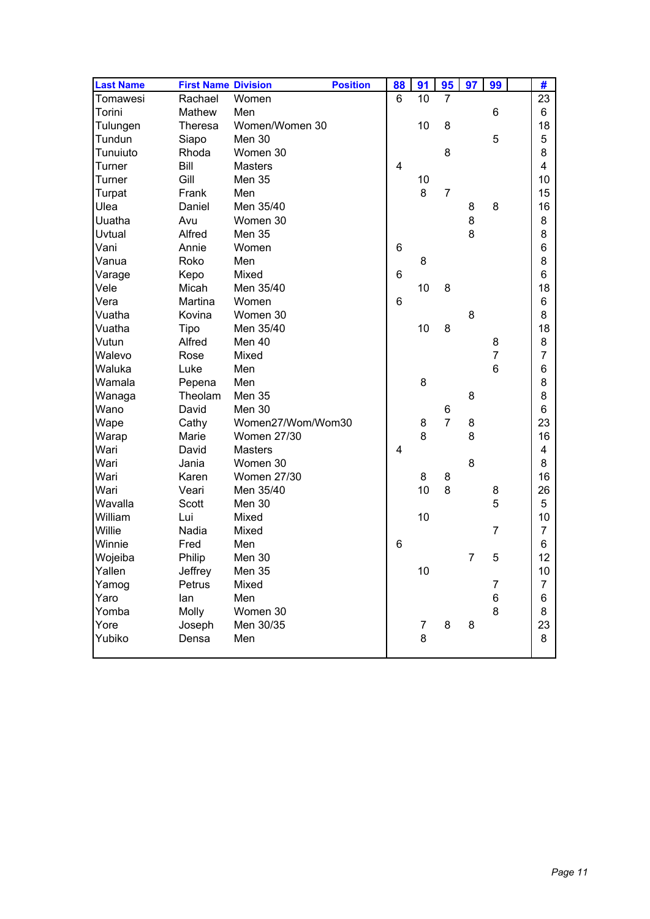| Last Name | First Name | Division | Position | 88 | 91 | 95 | 97 | 99 | | # |
|---|---|---|---|---|---|---|---|---|---|---|
| Tomawesi | Rachael | Women | | 6 | 10 | 7 | | | | 23 |
| Torini | Mathew | Men | | | | | | 6 | | 6 |
| Tulungen | Theresa | Women/Women 30 | | | 10 | 8 | | | | 18 |
| Tundun | Siapo | Men 30 | | | | | | 5 | | 5 |
| Tunuiuto | Rhoda | Women 30 | | | | 8 | | | | 8 |
| Turner | Bill | Masters | | 4 | | | | | | 4 |
| Turner | Gill | Men 35 | | | 10 | | | | | 10 |
| Turpat | Frank | Men | | | 8 | 7 | | | | 15 |
| Ulea | Daniel | Men 35/40 | | | | | 8 | 8 | | 16 |
| Uuatha | Avu | Women 30 | | | | | 8 | | | 8 |
| Uvtual | Alfred | Men 35 | | | | | 8 | | | 8 |
| Vani | Annie | Women | | 6 | | | | | | 6 |
| Vanua | Roko | Men | | | 8 | | | | | 8 |
| Varage | Kepo | Mixed | | 6 | | | | | | 6 |
| Vele | Micah | Men 35/40 | | | 10 | 8 | | | | 18 |
| Vera | Martina | Women | | 6 | | | | | | 6 |
| Vuatha | Kovina | Women 30 | | | | | 8 | | | 8 |
| Vuatha | Tipo | Men 35/40 | | | 10 | 8 | | | | 18 |
| Vutun | Alfred | Men 40 | | | | | | 8 | | 8 |
| Walevo | Rose | Mixed | | | | | | 7 | | 7 |
| Waluka | Luke | Men | | | | | | 6 | | 6 |
| Wamala | Pepena | Men | | | 8 | | | | | 8 |
| Wanaga | Theolam | Men 35 | | | | | 8 | | | 8 |
| Wano | David | Men 30 | | | | 6 | | | | 6 |
| Wape | Cathy | Women27/Wom/Wom30 | | | 8 | 7 | 8 | | | 23 |
| Warap | Marie | Women 27/30 | | | 8 | | 8 | | | 16 |
| Wari | David | Masters | | 4 | | | | | | 4 |
| Wari | Jania | Women 30 | | | | | 8 | | | 8 |
| Wari | Karen | Women 27/30 | | | 8 | 8 | | | | 16 |
| Wari | Veari | Men 35/40 | | | 10 | 8 | | 8 | | 26 |
| Wavalla | Scott | Men 30 | | | | | | 5 | | 5 |
| William | Lui | Mixed | | | 10 | | | | | 10 |
| Willie | Nadia | Mixed | | | | | | 7 | | 7 |
| Winnie | Fred | Men | | 6 | | | | | | 6 |
| Wojeiba | Philip | Men 30 | | | | | 7 | 5 | | 12 |
| Yallen | Jeffrey | Men 35 | | | 10 | | | | | 10 |
| Yamog | Petrus | Mixed | | | | | | 7 | | 7 |
| Yaro | Ian | Men | | | | | | 6 | | 6 |
| Yomba | Molly | Women 30 | | | | | | 8 | | 8 |
| Yore | Joseph | Men 30/35 | | | 7 | 8 | 8 | | | 23 |
| Yubiko | Densa | Men | | | 8 | | | | | 8 |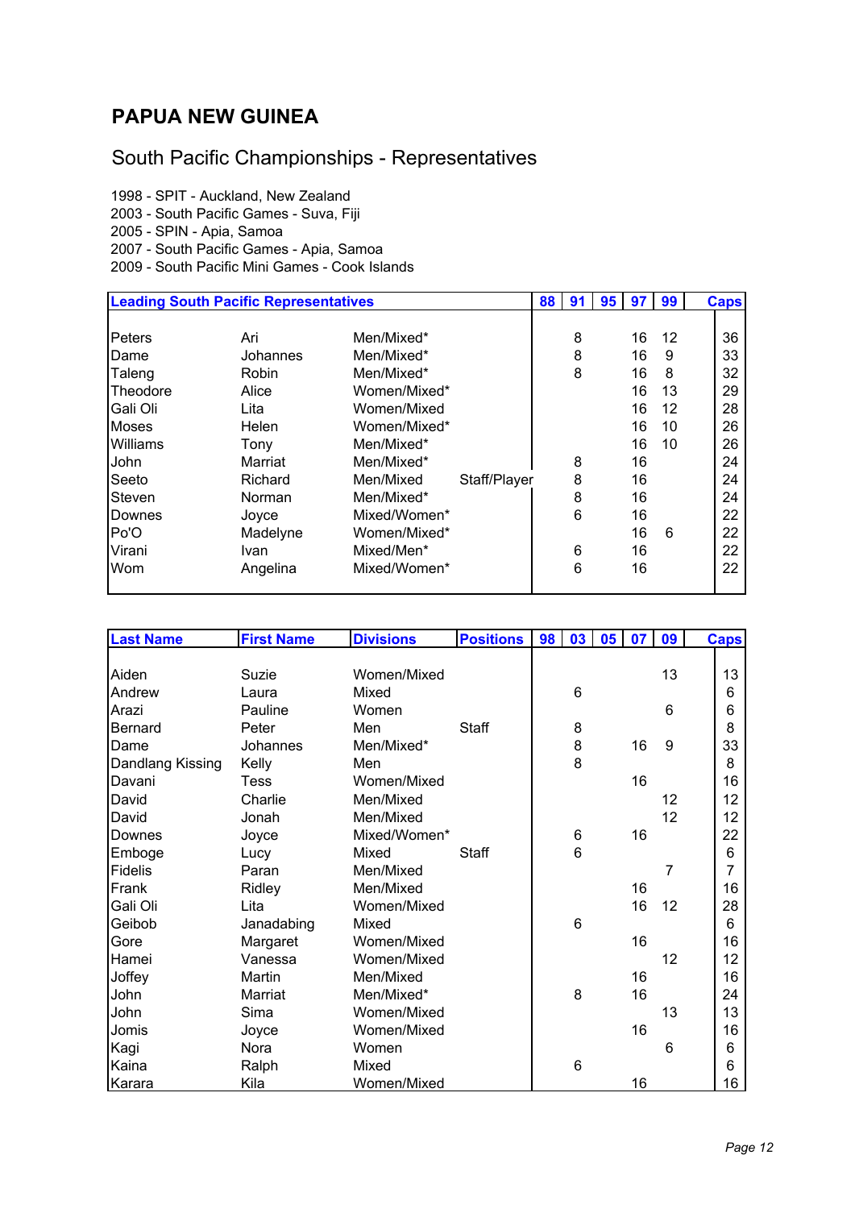# PAPUA NEW GUINEA

## South Pacific Championships - Representatives

1998 - SPIT - Auckland, New Zealand
2003 - South Pacific Games - Suva, Fiji
2005 - SPIN - Apia, Samoa
2007 - South Pacific Games - Apia, Samoa
2009 - South Pacific Mini Games - Cook Islands

| Leading South Pacific Representatives | | | | 88 | 91 | 95 | 97 | 99 | Caps |
|---|---|---|---|---|---|---|---|---|---|
| Peters | Ari | Men/Mixed* | | | 8 | | 16 | 12 | 36 |
| Dame | Johannes | Men/Mixed* | | | 8 | | 16 | 9 | 33 |
| Taleng | Robin | Men/Mixed* | | | 8 | | 16 | 8 | 32 |
| Theodore | Alice | Women/Mixed* | | | | | 16 | 13 | 29 |
| Gali Oli | Lita | Women/Mixed | | | | | 16 | 12 | 28 |
| Moses | Helen | Women/Mixed* | | | | | 16 | 10 | 26 |
| Williams | Tony | Men/Mixed* | | | | | 16 | 10 | 26 |
| John | Marriat | Men/Mixed* | | | 8 | | 16 | | 24 |
| Seeto | Richard | Men/Mixed | Staff/Player | | 8 | | 16 | | 24 |
| Steven | Norman | Men/Mixed* | | | 8 | | 16 | | 24 |
| Downes | Joyce | Mixed/Women* | | | 6 | | 16 | | 22 |
| Po'O | Madelyne | Women/Mixed* | | | | | 16 | 6 | 22 |
| Virani | Ivan | Mixed/Men* | | | 6 | | 16 | | 22 |
| Wom | Angelina | Mixed/Women* | | | 6 | | 16 | | 22 |

| Last Name | First Name | Divisions | Positions | 98 | 03 | 05 | 07 | 09 | Caps |
|---|---|---|---|---|---|---|---|---|---|
| Aiden | Suzie | Women/Mixed | | | | | | 13 | 13 |
| Andrew | Laura | Mixed | | | 6 | | | | 6 |
| Arazi | Pauline | Women | | | | | | 6 | 6 |
| Bernard | Peter | Men | Staff | | 8 | | | | 8 |
| Dame | Johannes | Men/Mixed* | | | 8 | | 16 | 9 | 33 |
| Dandlang Kissing | Kelly | Men | | | 8 | | | | 8 |
| Davani | Tess | Women/Mixed | | | | | 16 | | 16 |
| David | Charlie | Men/Mixed | | | | | | 12 | 12 |
| David | Jonah | Men/Mixed | | | | | | 12 | 12 |
| Downes | Joyce | Mixed/Women* | | | 6 | | 16 | | 22 |
| Emboge | Lucy | Mixed | Staff | | 6 | | | | 6 |
| Fidelis | Paran | Men/Mixed | | | | | | 7 | 7 |
| Frank | Ridley | Men/Mixed | | | | | 16 | | 16 |
| Gali Oli | Lita | Women/Mixed | | | | | 16 | 12 | 28 |
| Geibob | Janadabing | Mixed | | | 6 | | | | 6 |
| Gore | Margaret | Women/Mixed | | | | | 16 | | 16 |
| Hamei | Vanessa | Women/Mixed | | | | | | 12 | 12 |
| Joffey | Martin | Men/Mixed | | | | | 16 | | 16 |
| John | Marriat | Men/Mixed* | | | 8 | | 16 | | 24 |
| John | Sima | Women/Mixed | | | | | | 13 | 13 |
| Jomis | Joyce | Women/Mixed | | | | | 16 | | 16 |
| Kagi | Nora | Women | | | | | | 6 | 6 |
| Kaina | Ralph | Mixed | | | 6 | | | | 6 |
| Karara | Kila | Women/Mixed | | | | | 16 | | 16 |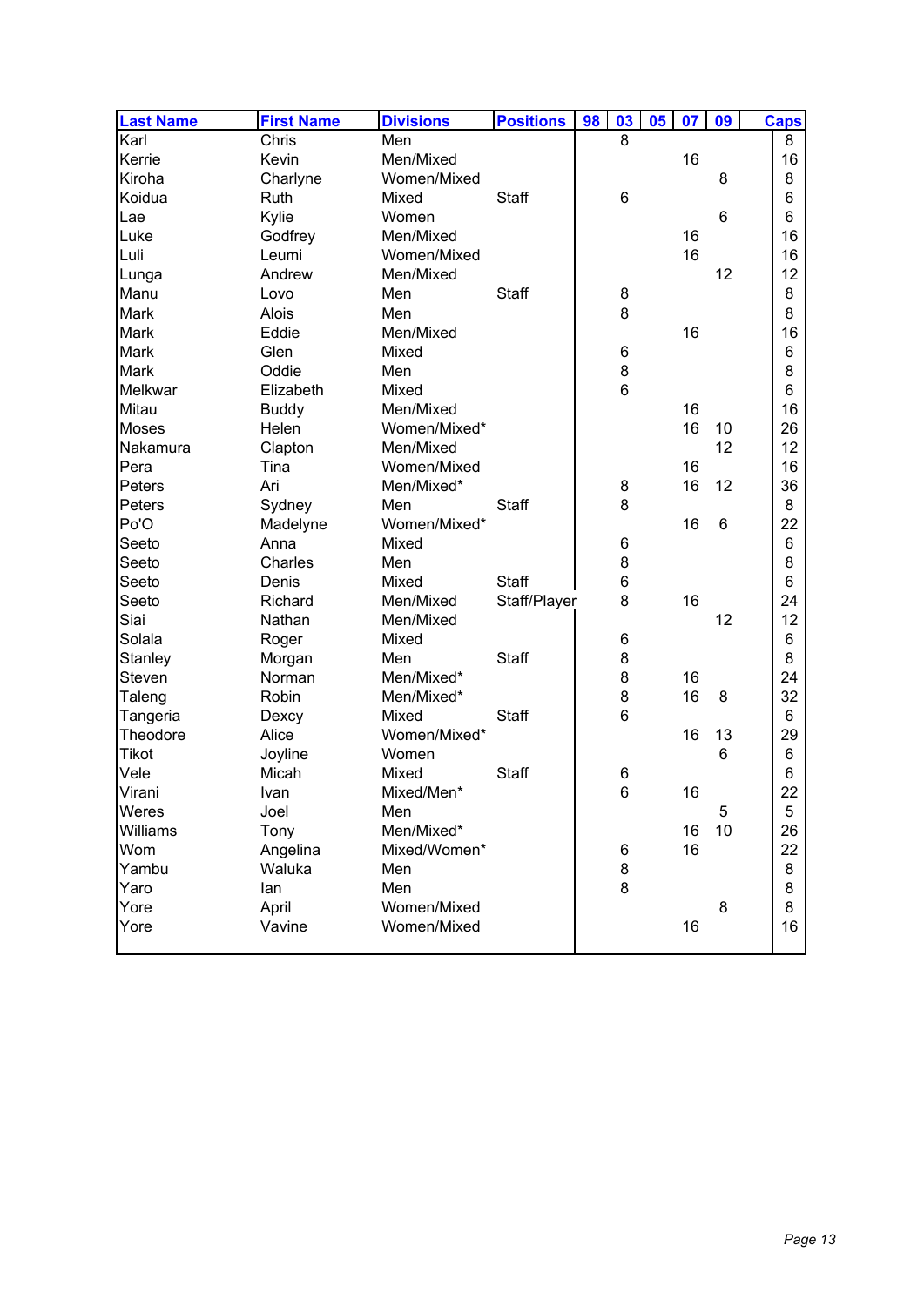| Last Name | First Name | Divisions | Positions | 98 | 03 | 05 | 07 | 09 | Caps |
|---|---|---|---|---|---|---|---|---|---|
| Karl | Chris | Men | | | 8 | | | | 8 |
| Kerrie | Kevin | Men/Mixed | | | | | 16 | | 16 |
| Kiroha | Charlyne | Women/Mixed | | | | | | 8 | 8 |
| Koidua | Ruth | Mixed | Staff | | 6 | | | | 6 |
| Lae | Kylie | Women | | | | | | 6 | 6 |
| Luke | Godfrey | Men/Mixed | | | | | 16 | | 16 |
| Luli | Leumi | Women/Mixed | | | | | 16 | | 16 |
| Lunga | Andrew | Men/Mixed | | | | | | 12 | 12 |
| Manu | Lovo | Men | Staff | | 8 | | | | 8 |
| Mark | Alois | Men | | | 8 | | | | 8 |
| Mark | Eddie | Men/Mixed | | | | | 16 | | 16 |
| Mark | Glen | Mixed | | | 6 | | | | 6 |
| Mark | Oddie | Men | | | 8 | | | | 8 |
| Melkwar | Elizabeth | Mixed | | | 6 | | | | 6 |
| Mitau | Buddy | Men/Mixed | | | | | 16 | | 16 |
| Moses | Helen | Women/Mixed* | | | | | 16 | 10 | 26 |
| Nakamura | Clapton | Men/Mixed | | | | | | 12 | 12 |
| Pera | Tina | Women/Mixed | | | | | 16 | | 16 |
| Peters | Ari | Men/Mixed* | | | 8 | | 16 | 12 | 36 |
| Peters | Sydney | Men | Staff | | 8 | | | | 8 |
| Po'O | Madelyne | Women/Mixed* | | | | | 16 | 6 | 22 |
| Seeto | Anna | Mixed | | | 6 | | | | 6 |
| Seeto | Charles | Men | | | 8 | | | | 8 |
| Seeto | Denis | Mixed | Staff | | 6 | | | | 6 |
| Seeto | Richard | Men/Mixed | Staff/Player | | 8 | | 16 | | 24 |
| Siai | Nathan | Men/Mixed | | | | | | 12 | 12 |
| Solala | Roger | Mixed | | | 6 | | | | 6 |
| Stanley | Morgan | Men | Staff | | 8 | | | | 8 |
| Steven | Norman | Men/Mixed* | | | 8 | | 16 | | 24 |
| Taleng | Robin | Men/Mixed* | | | 8 | | 16 | 8 | 32 |
| Tangeria | Dexcy | Mixed | Staff | | 6 | | | | 6 |
| Theodore | Alice | Women/Mixed* | | | | | 16 | 13 | 29 |
| Tikot | Joyline | Women | | | | | | 6 | 6 |
| Vele | Micah | Mixed | Staff | | 6 | | | | 6 |
| Virani | Ivan | Mixed/Men* | | | 6 | | 16 | | 22 |
| Weres | Joel | Men | | | | | | 5 | 5 |
| Williams | Tony | Men/Mixed* | | | | | 16 | 10 | 26 |
| Wom | Angelina | Mixed/Women* | | | 6 | | 16 | | 22 |
| Yambu | Waluka | Men | | | 8 | | | | 8 |
| Yaro | Ian | Men | | | 8 | | | | 8 |
| Yore | April | Women/Mixed | | | | | | 8 | 8 |
| Yore | Vavine | Women/Mixed | | | | | 16 | | 16 |